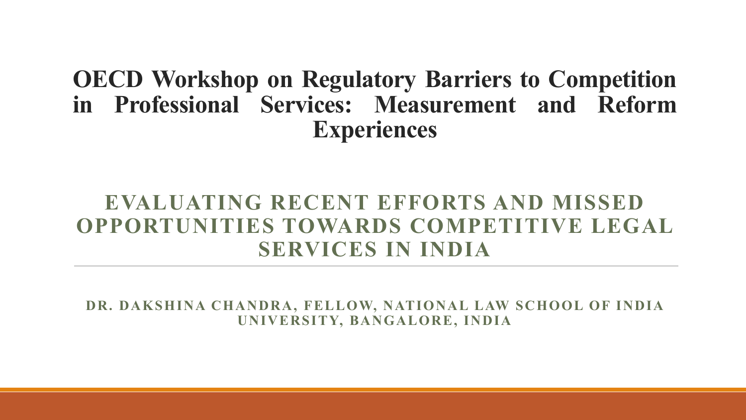# OECD Workshop on Regulatory Barriers to Competition in Professional Services: Measurement and Reform Experiences

## EVALUATING RECENT EFFORTS AND MISSED OPPORTUNITIES TOWARDS COMPETITIVE LEGAL SERVICES IN INDIA

---

**DR. DAKSHINA CHANDRA, FELLOW, NATIONAL LAW SCHOOL OF INDIA UNIVERSITY, BANGALORE, INDIA**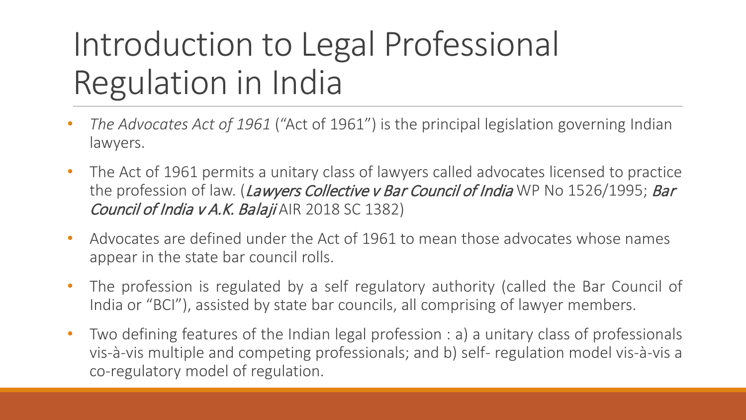# Introduction to Legal Professional Regulation in India

- *The Advocates Act of 1961* ("Act of 1961") is the principal legislation governing Indian lawyers.
- The Act of 1961 permits a unitary class of lawyers called advocates licensed to practice the profession of law. (*Lawyers Collective v Bar Council of India* WP No 1526/1995; *Bar Council of India v A.K. Balaji* AIR 2018 SC 1382)
- Advocates are defined under the Act of 1961 to mean those advocates whose names appear in the state bar council rolls.
- The profession is regulated by a self regulatory authority (called the Bar Council of India or "BCI"), assisted by state bar councils, all comprising of lawyer members.
- Two defining features of the Indian legal profession : a) a unitary class of professionals vis-à-vis multiple and competing professionals; and b) self- regulation model vis-à-vis a co-regulatory model of regulation.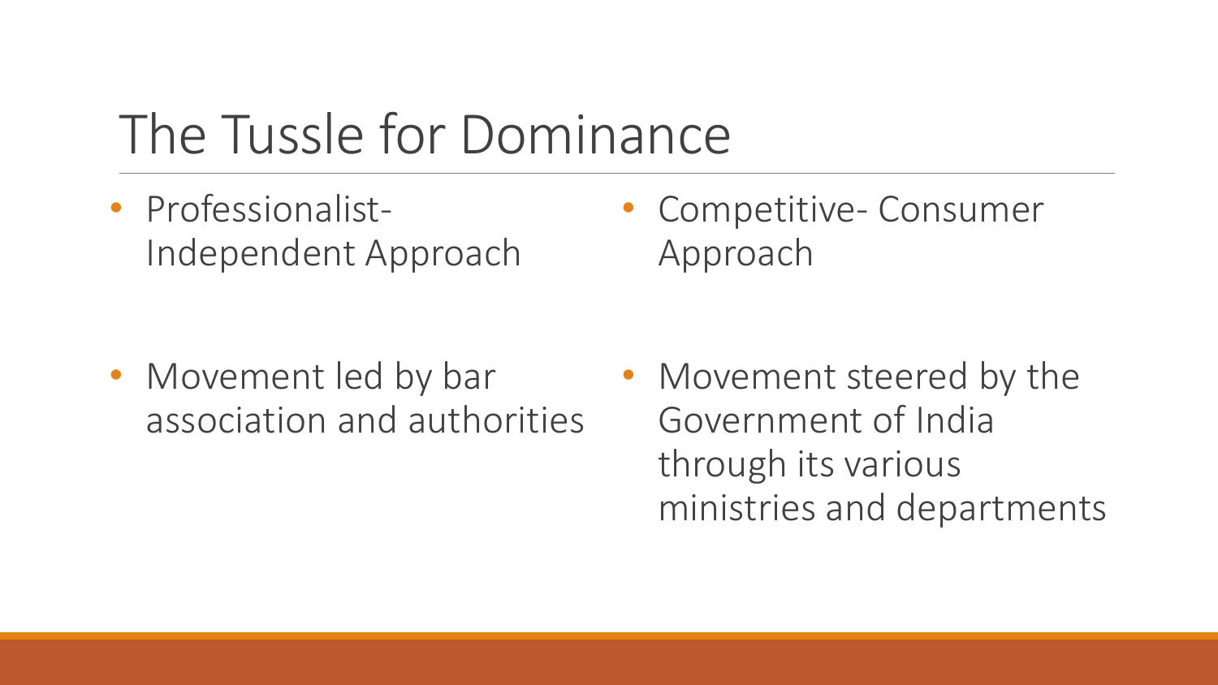# The Tussle for Dominance

- Professionalist-Independent Approach
- Movement led by bar association and authorities

- Competitive- Consumer Approach
- Movement steered by the Government of India through its various ministries and departments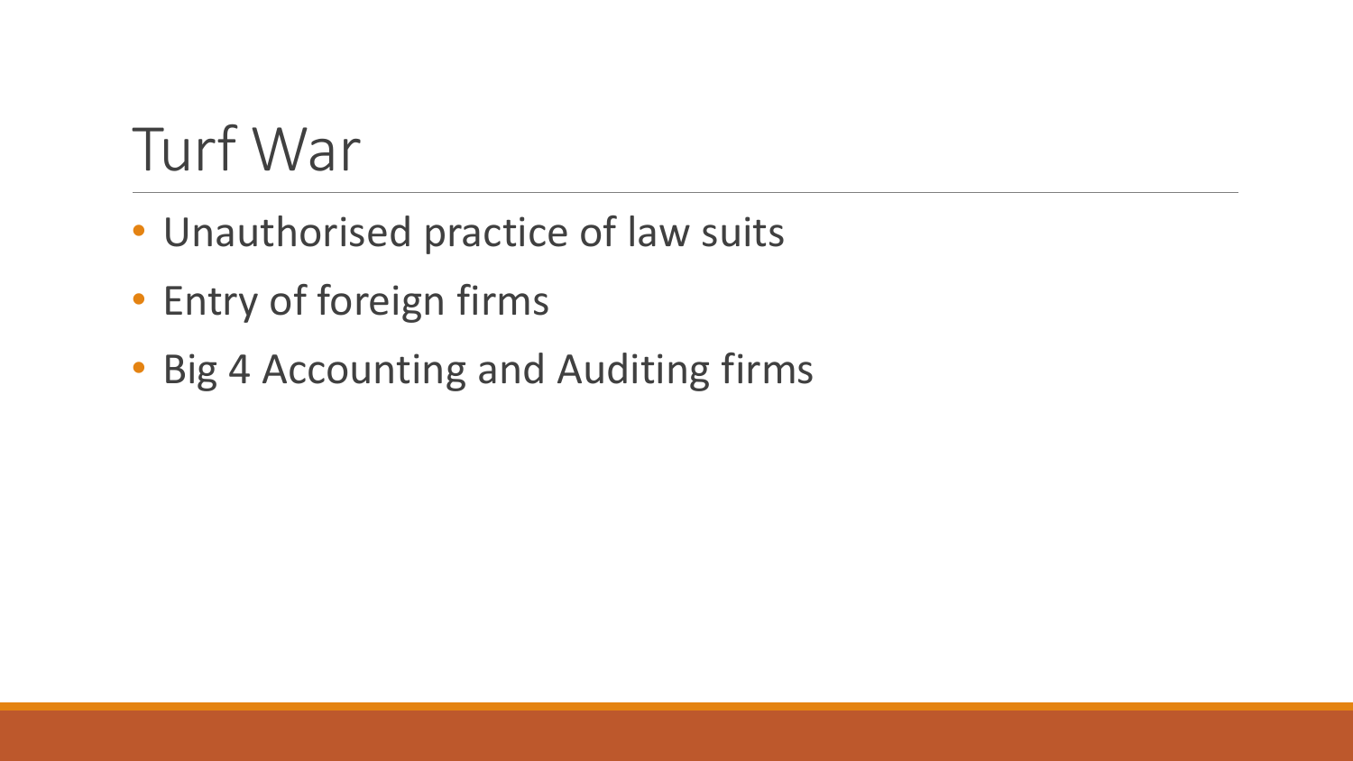# Turf War

- Unauthorised practice of law suits
- Entry of foreign firms
- Big 4 Accounting and Auditing firms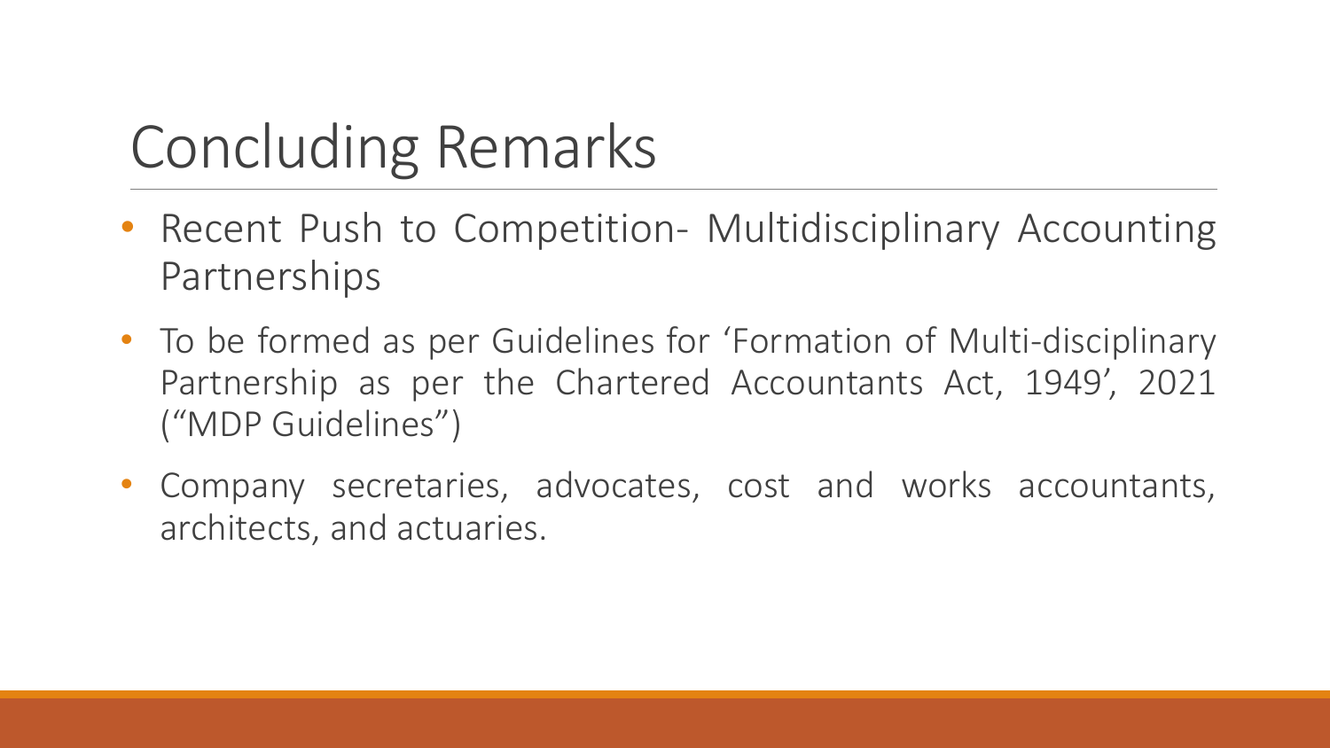# Concluding Remarks

- Recent Push to Competition- Multidisciplinary Accounting Partnerships
- To be formed as per Guidelines for 'Formation of Multi-disciplinary Partnership as per the Chartered Accountants Act, 1949', 2021 ("MDP Guidelines")
- Company secretaries, advocates, cost and works accountants, architects, and actuaries.